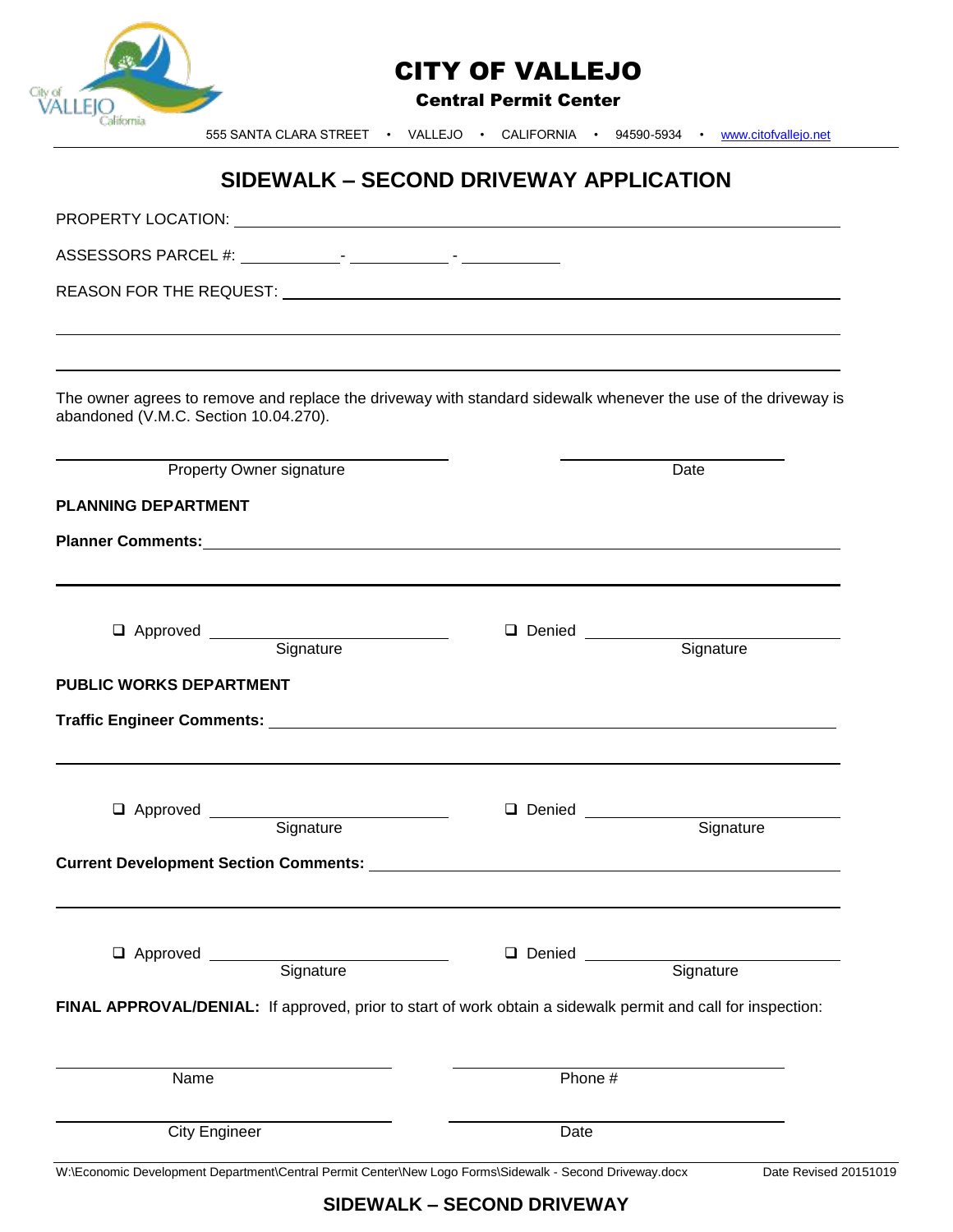# CITY OF VALLEJO

**Central Permit Center**

555 SANTA CLARA STREET • VALLEJO • CALIFORNIA • 94590-5934 • www.citofvallejo.net

## SIDEWALK – SECOND DRIVEWAY APPLICATION

PROPERTY LOCATION: ______________________________________________

ASSESSORS PARCEL #: ____________ - ____________ - ____________

REASON FOR THE REQUEST: ______________________________________________

______________________________________________

______________________________________________

The owner agrees to remove and replace the driveway with standard sidewalk whenever the use of the driveway is abandoned (V.M.C. Section 10.04.270).

______________________________ Property Owner signature

______________________________ Date

**PLANNING DEPARTMENT**

**Planner Comments:** ______________________________________________

______________________________________________

❑ Approved ______________________ Signature

❑ Denied ______________________ Signature

**PUBLIC WORKS DEPARTMENT**

**Traffic Engineer Comments:** ______________________________________________

______________________________________________

❑ Approved ______________________ Signature

❑ Denied ______________________ Signature

**Current Development Section Comments:** ______________________________________________

______________________________________________

❑ Approved ______________________ Signature

❑ Denied ______________________ Signature

**FINAL APPROVAL/DENIAL:** If approved, prior to start of work obtain a sidewalk permit and call for inspection:

______________________________ Name

______________________________ Phone #

______________________________ City Engineer

______________________________ Date

W:\Economic Development Department\Central Permit Center\New Logo Forms\Sidewalk - Second Driveway.docx Date Revised 20151019

**SIDEWALK – SECOND DRIVEWAY**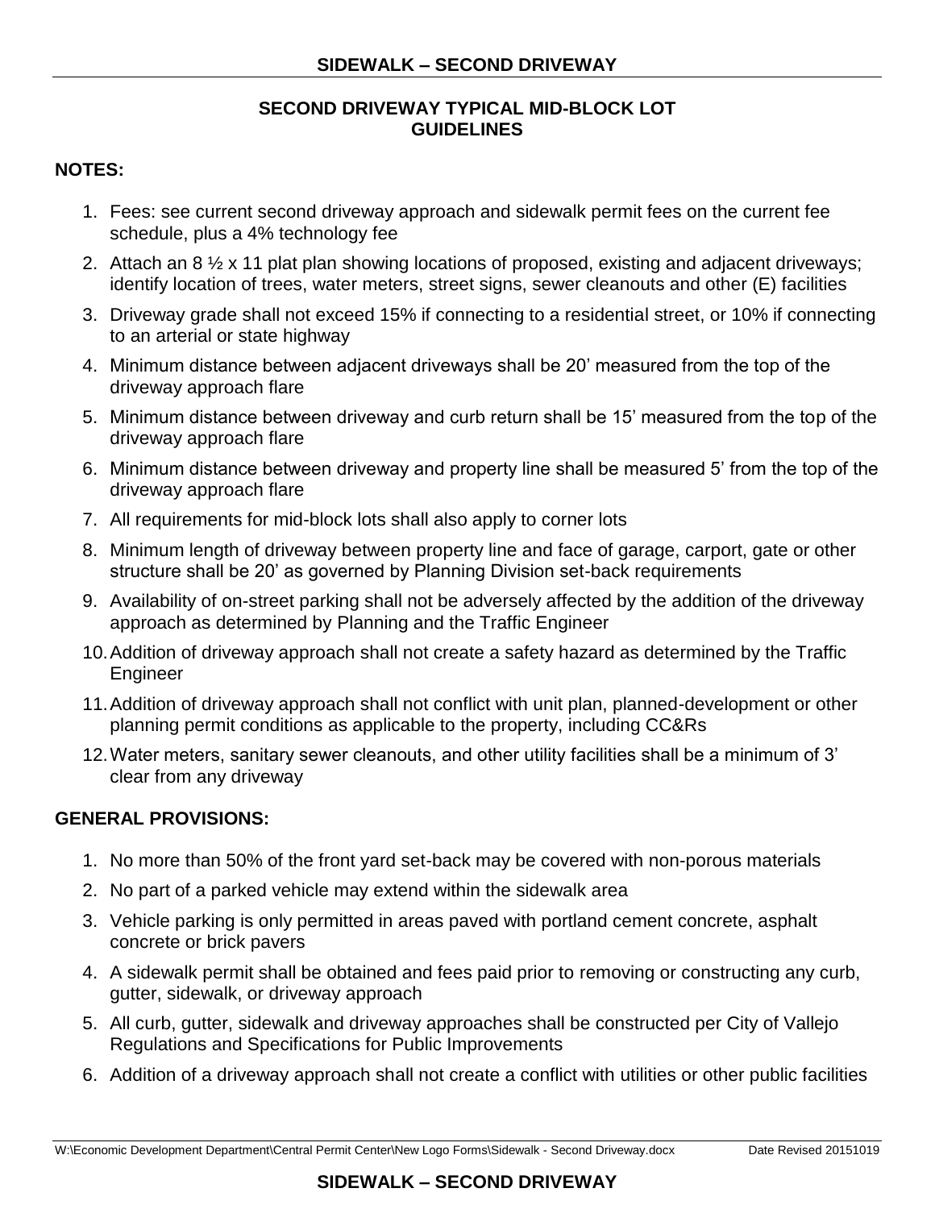## SECOND DRIVEWAY TYPICAL MID-BLOCK LOT GUIDELINES

**NOTES:**

1. Fees: see current second driveway approach and sidewalk permit fees on the current fee schedule, plus a 4% technology fee
2. Attach an 8 ½ x 11 plat plan showing locations of proposed, existing and adjacent driveways; identify location of trees, water meters, street signs, sewer cleanouts and other (E) facilities
3. Driveway grade shall not exceed 15% if connecting to a residential street, or 10% if connecting to an arterial or state highway
4. Minimum distance between adjacent driveways shall be 20' measured from the top of the driveway approach flare
5. Minimum distance between driveway and curb return shall be 15' measured from the top of the driveway approach flare
6. Minimum distance between driveway and property line shall be measured 5' from the top of the driveway approach flare
7. All requirements for mid-block lots shall also apply to corner lots
8. Minimum length of driveway between property line and face of garage, carport, gate or other structure shall be 20' as governed by Planning Division set-back requirements
9. Availability of on-street parking shall not be adversely affected by the addition of the driveway approach as determined by Planning and the Traffic Engineer
10. Addition of driveway approach shall not create a safety hazard as determined by the Traffic Engineer
11. Addition of driveway approach shall not conflict with unit plan, planned-development or other planning permit conditions as applicable to the property, including CC&Rs
12. Water meters, sanitary sewer cleanouts, and other utility facilities shall be a minimum of 3' clear from any driveway

**GENERAL PROVISIONS:**

1. No more than 50% of the front yard set-back may be covered with non-porous materials
2. No part of a parked vehicle may extend within the sidewalk area
3. Vehicle parking is only permitted in areas paved with portland cement concrete, asphalt concrete or brick pavers
4. A sidewalk permit shall be obtained and fees paid prior to removing or constructing any curb, gutter, sidewalk, or driveway approach
5. All curb, gutter, sidewalk and driveway approaches shall be constructed per City of Vallejo Regulations and Specifications for Public Improvements
6. Addition of a driveway approach shall not create a conflict with utilities or other public facilities